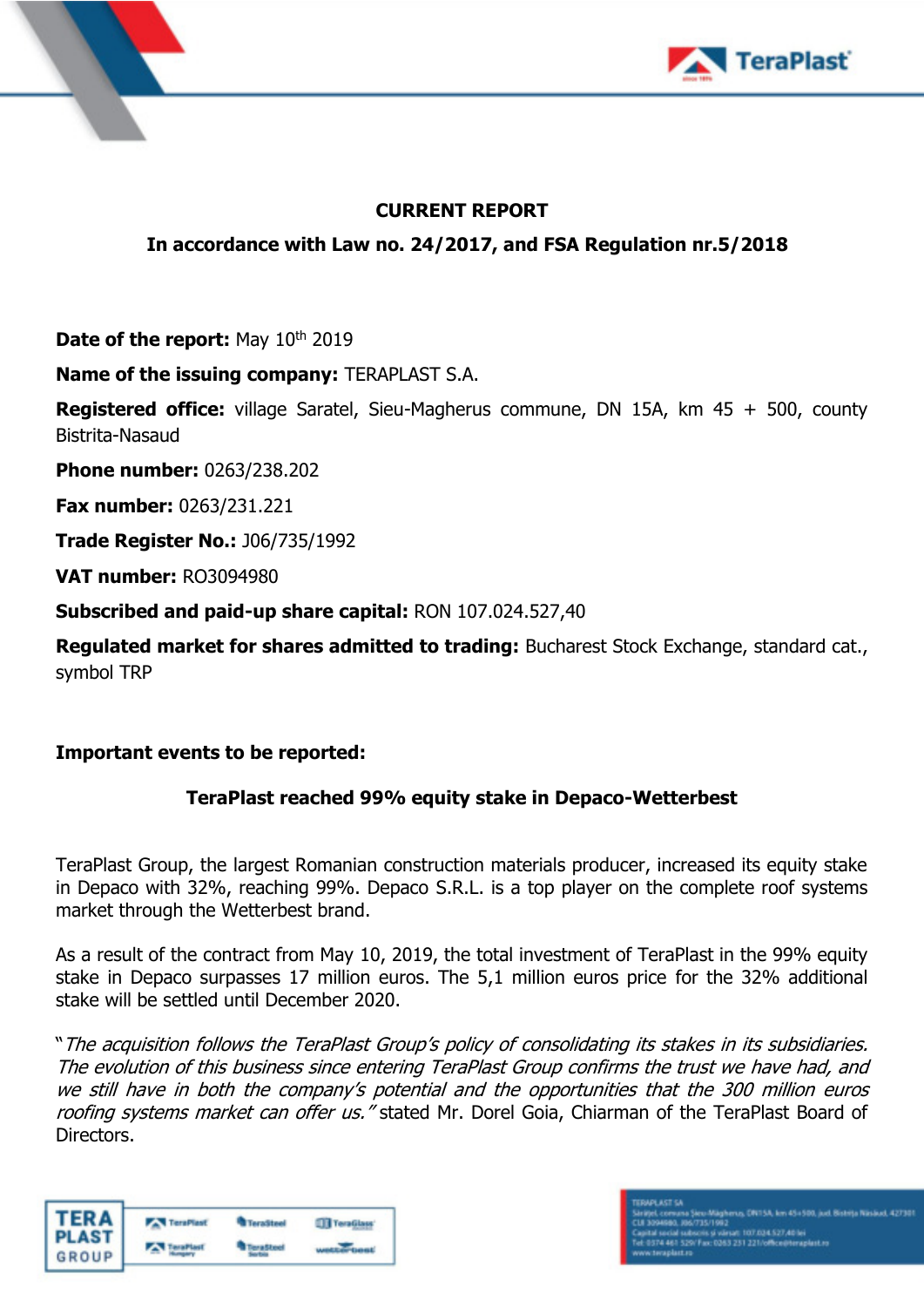**CURRENT REPORT**

**In accordance with Law no. 24/2017, and FSA Regulation nr.5/2018**

**Date of the report:** May 10th 2019

**Name of the issuing company:** TERAPLAST S.A.

**Registered office:** village Saratel, Sieu-Magherus commune, DN 15A, km 45 + 500, county Bistrita-Nasaud

**Phone number:** 0263/238.202

**Fax number:** 0263/231.221

**Trade Register No.:** J06/735/1992

**VAT number:** RO3094980

**Subscribed and paid-up share capital:** RON 107.024.527,40

**Regulated market for shares admitted to trading:** Bucharest Stock Exchange, standard cat., symbol TRP

**Important events to be reported:**

**TeraPlast reached 99% equity stake in Depaco-Wetterbest**

TeraPlast Group, the largest Romanian construction materials producer, increased its equity stake in Depaco with 32%, reaching 99%. Depaco S.R.L. is a top player on the complete roof systems market through the Wetterbest brand.

As a result of the contract from May 10, 2019, the total investment of TeraPlast in the 99% equity stake in Depaco surpasses 17 million euros. The 5,1 million euros price for the 32% additional stake will be settled until December 2020.

"*The acquisition follows the TeraPlast Group's policy of consolidating its stakes in its subsidiaries. The evolution of this business since entering TeraPlast Group confirms the trust we have had, and we still have in both the company's potential and the opportunities that the 300 million euros roofing systems market can offer us."* stated Mr. Dorel Goia, Chiarman of the TeraPlast Board of Directors.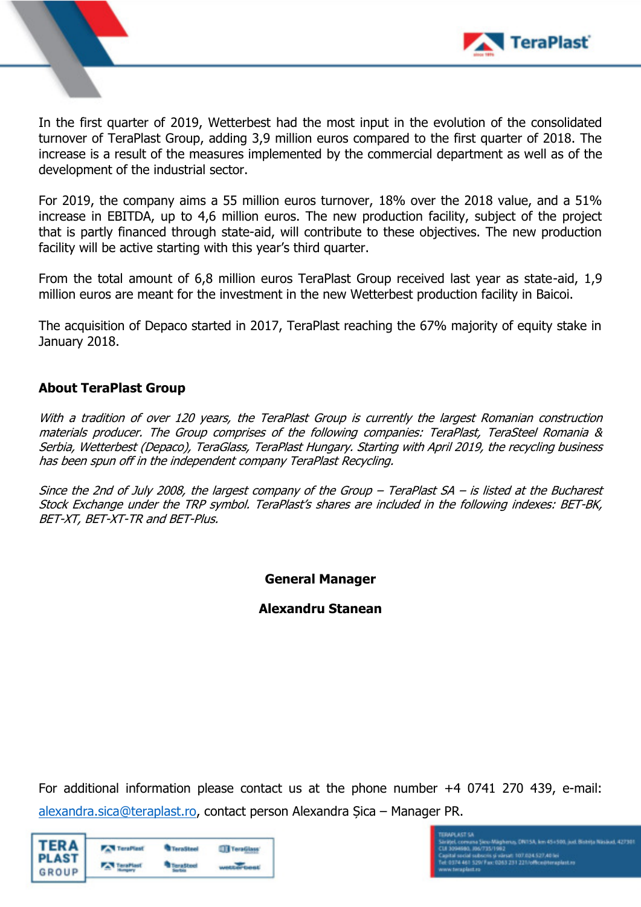In the first quarter of 2019, Wetterbest had the most input in the evolution of the consolidated turnover of TeraPlast Group, adding 3,9 million euros compared to the first quarter of 2018. The increase is a result of the measures implemented by the commercial department as well as of the development of the industrial sector.

For 2019, the company aims a 55 million euros turnover, 18% over the 2018 value, and a 51% increase in EBITDA, up to 4,6 million euros. The new production facility, subject of the project that is partly financed through state-aid, will contribute to these objectives. The new production facility will be active starting with this year's third quarter.

From the total amount of 6,8 million euros TeraPlast Group received last year as state-aid, 1,9 million euros are meant for the investment in the new Wetterbest production facility in Baicoi.

The acquisition of Depaco started in 2017, TeraPlast reaching the 67% majority of equity stake in January 2018.

**About TeraPlast Group**

*With a tradition of over 120 years, the TeraPlast Group is currently the largest Romanian construction materials producer. The Group comprises of the following companies: TeraPlast, TeraSteel Romania & Serbia, Wetterbest (Depaco), TeraGlass, TeraPlast Hungary. Starting with April 2019, the recycling business has been spun off in the independent company TeraPlast Recycling.*

*Since the 2nd of July 2008, the largest company of the Group – TeraPlast SA – is listed at the Bucharest Stock Exchange under the TRP symbol. TeraPlast's shares are included in the following indexes: BET-BK, BET-XT, BET-XT-TR and BET-Plus.*

**General Manager**

**Alexandru Stanean**

For additional information please contact us at the phone number +4 0741 270 439, e-mail: alexandra.sica@teraplast.ro, contact person Alexandra Șica – Manager PR.